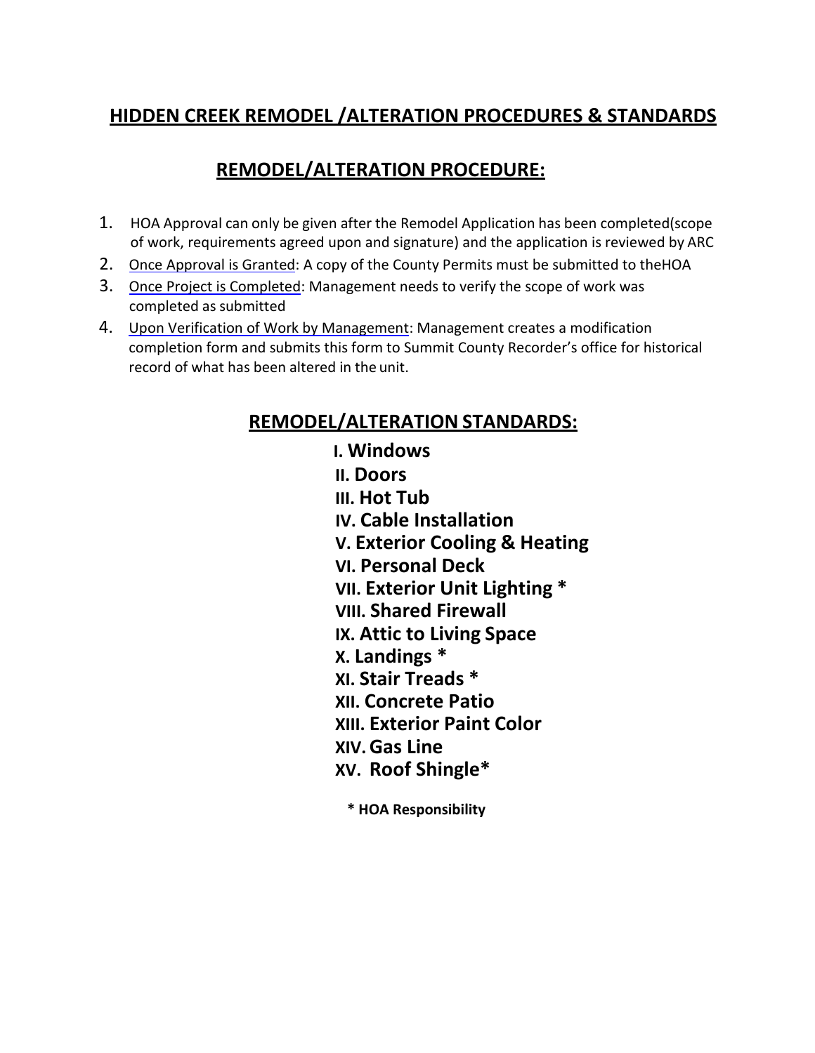# HIDDEN CREEK REMODEL /ALTERATION PROCEDURES & STANDARDS

## REMODEL/ALTERATION PROCEDURE:

1. HOA Approval can only be given after the Remodel Application has been completed(scope of work, requirements agreed upon and signature) and the application is reviewed by ARC
2. Once Approval is Granted: A copy of the County Permits must be submitted to theHOA
3. Once Project is Completed: Management needs to verify the scope of work was completed as submitted
4. Upon Verification of Work by Management: Management creates a modification completion form and submits this form to Summit County Recorder's office for historical record of what has been altered in the unit.

## REMODEL/ALTERATION STANDARDS:

**I. Windows**
**II. Doors**
**III. Hot Tub**
**IV. Cable Installation**
**V. Exterior Cooling & Heating**
**VI. Personal Deck**
**VII. Exterior Unit Lighting ***
**VIII. Shared Firewall**
**IX. Attic to Living Space**
**X. Landings ***
**XI. Stair Treads ***
**XII. Concrete Patio**
**XIII. Exterior Paint Color**
**XIV. Gas Line**
**XV. Roof Shingle***

**\* HOA Responsibility**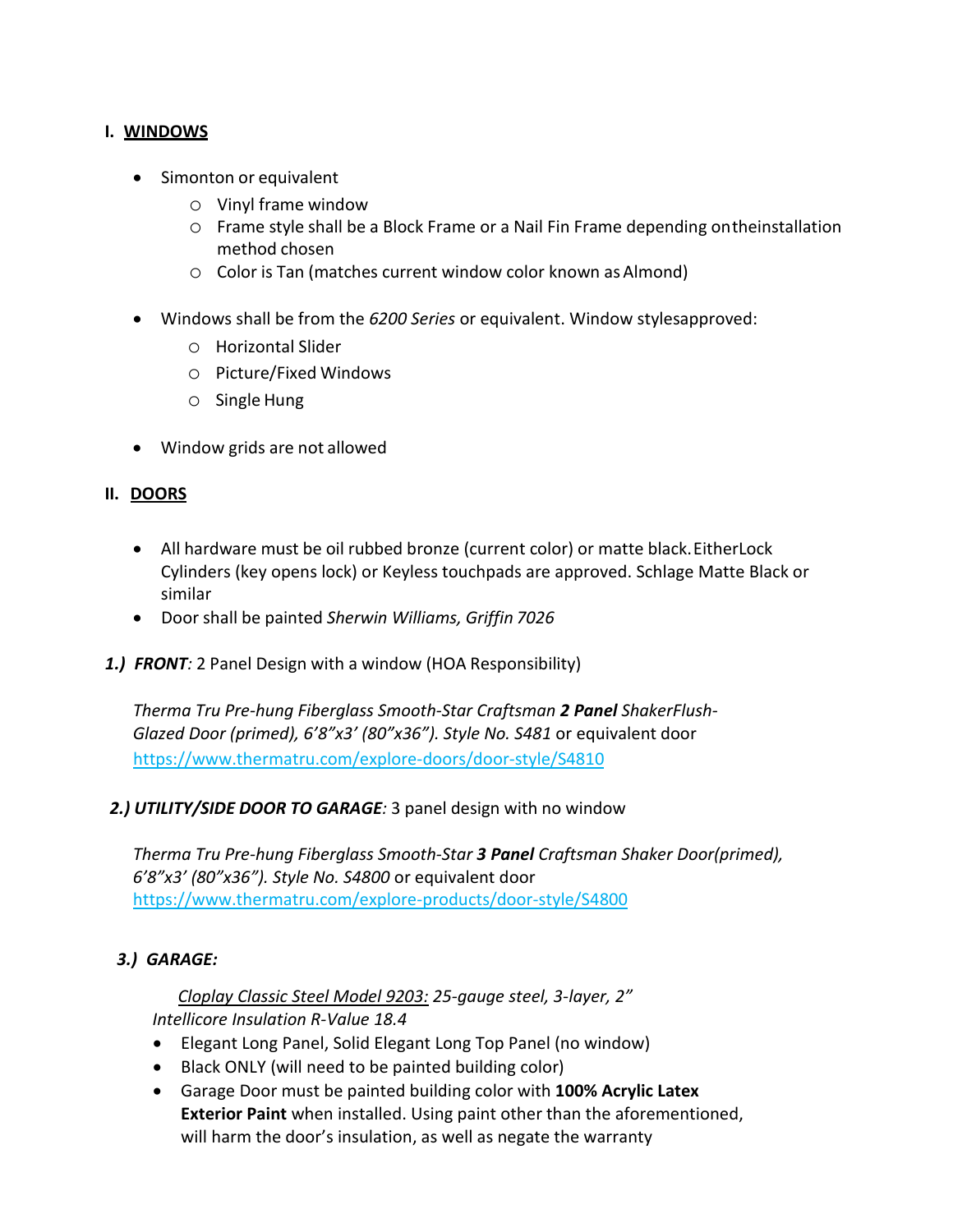## I. WINDOWS

- Simonton or equivalent
  - Vinyl frame window
  - Frame style shall be a Block Frame or a Nail Fin Frame depending ontheinstallation method chosen
  - Color is Tan (matches current window color known as Almond)

- Windows shall be from the *6200 Series* or equivalent. Window stylesapproved:
  - Horizontal Slider
  - Picture/Fixed Windows
  - Single Hung

- Window grids are not allowed

## II. DOORS

- All hardware must be oil rubbed bronze (current color) or matte black. EitherLock Cylinders (key opens lock) or Keyless touchpads are approved. Schlage Matte Black or similar
- Door shall be painted *Sherwin Williams, Griffin 7026*

***1.) FRONT**:* 2 Panel Design with a window (HOA Responsibility)

*Therma Tru Pre-hung Fiberglass Smooth-Star Craftsman **2 Panel** ShakerFlush-Glazed Door (primed), 6'8"x3' (80"x36"). Style No. S481* or equivalent door
https://www.thermatru.com/explore-doors/door-style/S4810

***2.) UTILITY/SIDE DOOR TO GARAGE**:* 3 panel design with no window

*Therma Tru Pre-hung Fiberglass Smooth-Star **3 Panel** Craftsman Shaker Door(primed), 6'8"x3' (80"x36"). Style No. S4800* or equivalent door
https://www.thermatru.com/explore-products/door-style/S4800

***3.) GARAGE:***

*<u>Cloplay Classic Steel Model 9203:</u> 25-gauge steel, 3-layer, 2" Intellicore Insulation R-Value 18.4*

- Elegant Long Panel, Solid Elegant Long Top Panel (no window)
- Black ONLY (will need to be painted building color)
- Garage Door must be painted building color with **100% Acrylic Latex Exterior Paint** when installed. Using paint other than the aforementioned, will harm the door's insulation, as well as negate the warranty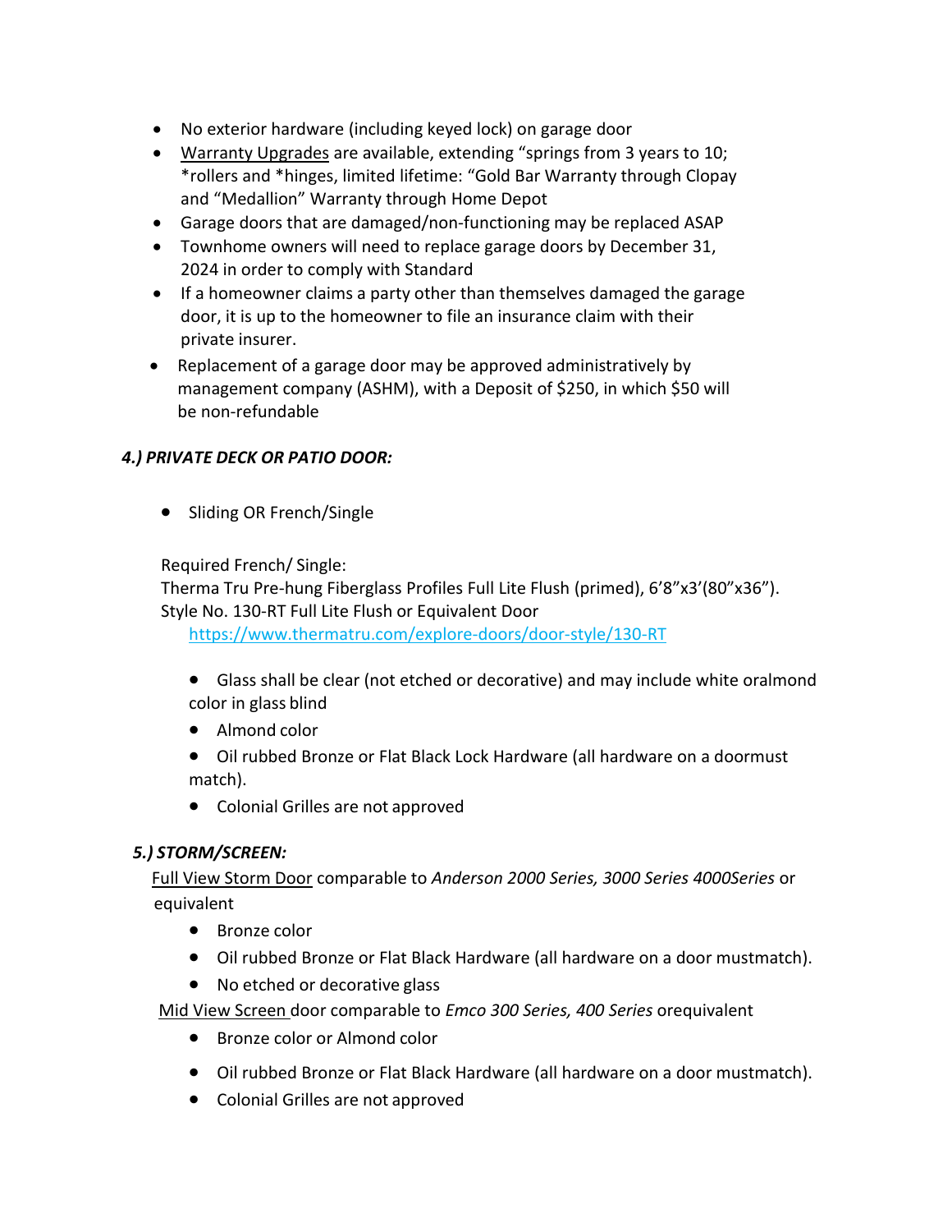- No exterior hardware (including keyed lock) on garage door
- <u>Warranty Upgrades</u> are available, extending "springs from 3 years to 10; *rollers and *hinges, limited lifetime: "Gold Bar Warranty through Clopay and "Medallion" Warranty through Home Depot
- Garage doors that are damaged/non-functioning may be replaced ASAP
- Townhome owners will need to replace garage doors by December 31, 2024 in order to comply with Standard
- If a homeowner claims a party other than themselves damaged the garage door, it is up to the homeowner to file an insurance claim with their private insurer.
- Replacement of a garage door may be approved administratively by management company (ASHM), with a Deposit of $250, in which $50 will be non-refundable

### *4.) PRIVATE DECK OR PATIO DOOR:*

- Sliding OR French/Single

Required French/ Single:
Therma Tru Pre-hung Fiberglass Profiles Full Lite Flush (primed), 6'8"x3'(80"x36").
Style No. 130-RT Full Lite Flush or Equivalent Door
https://www.thermatru.com/explore-doors/door-style/130-RT

- Glass shall be clear (not etched or decorative) and may include white oralmond color in glass blind
- Almond color
- Oil rubbed Bronze or Flat Black Lock Hardware (all hardware on a doormust match).
- Colonial Grilles are not approved

### *5.) STORM/SCREEN:*

<u>Full View Storm Door</u> comparable to *Anderson 2000 Series, 3000 Series 4000Series* or equivalent

- Bronze color
- Oil rubbed Bronze or Flat Black Hardware (all hardware on a door mustmatch).
- No etched or decorative glass

<u>Mid View Screen</u> door comparable to *Emco 300 Series, 400 Series* orequivalent

- Bronze color or Almond color
- Oil rubbed Bronze or Flat Black Hardware (all hardware on a door mustmatch).
- Colonial Grilles are not approved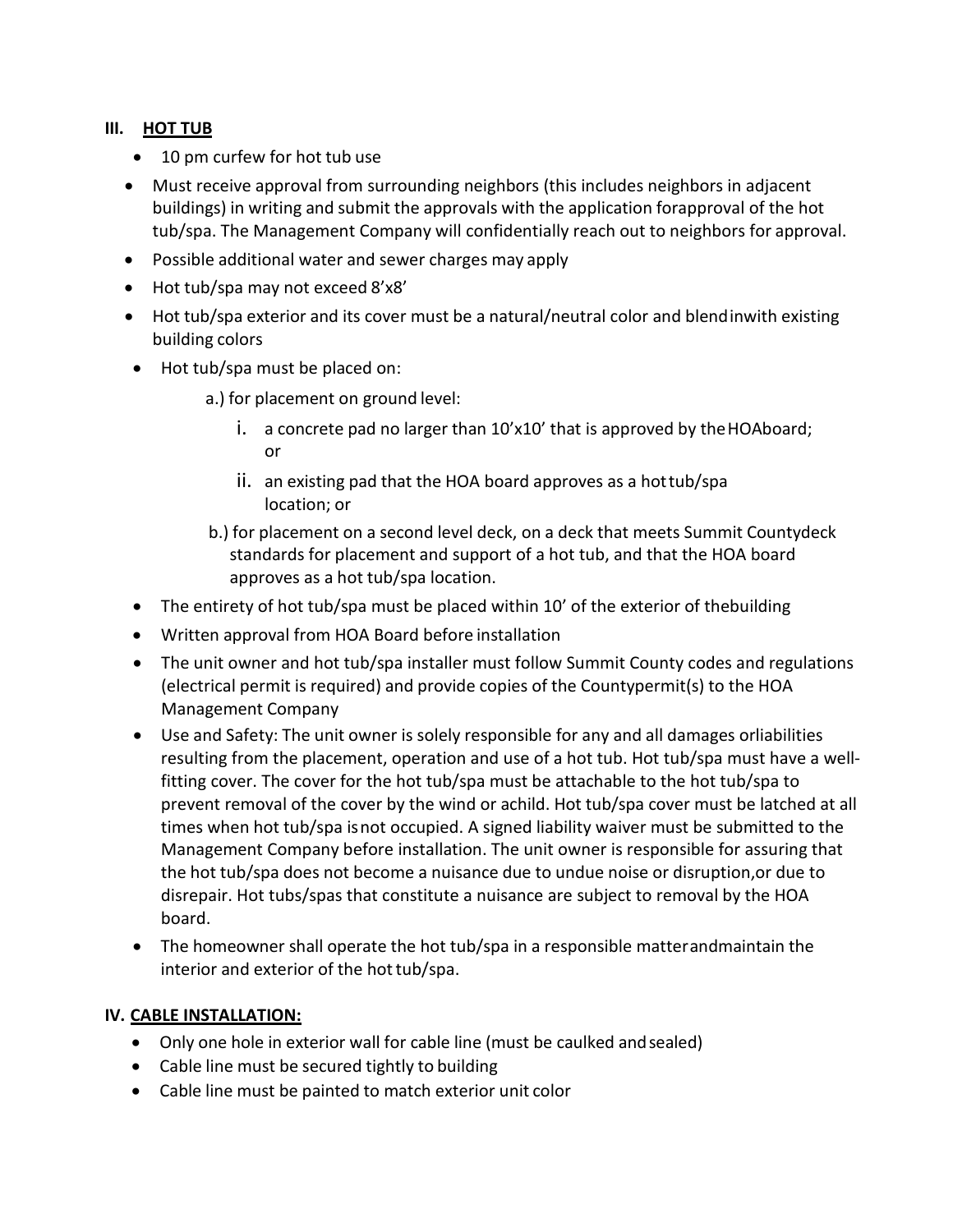## III. HOT TUB

- 10 pm curfew for hot tub use
- Must receive approval from surrounding neighbors (this includes neighbors in adjacent buildings) in writing and submit the approvals with the application forapproval of the hot tub/spa. The Management Company will confidentially reach out to neighbors for approval.
- Possible additional water and sewer charges may apply
- Hot tub/spa may not exceed 8'x8'
- Hot tub/spa exterior and its cover must be a natural/neutral color and blendinwith existing building colors
- Hot tub/spa must be placed on:
  - a.) for placement on ground level:
    - i. a concrete pad no larger than 10'x10' that is approved by theHOAboard; or
    - ii. an existing pad that the HOA board approves as a hottub/spa location; or
  - b.) for placement on a second level deck, on a deck that meets Summit Countydeck standards for placement and support of a hot tub, and that the HOA board approves as a hot tub/spa location.
- The entirety of hot tub/spa must be placed within 10' of the exterior of thebuilding
- Written approval from HOA Board before installation
- The unit owner and hot tub/spa installer must follow Summit County codes and regulations (electrical permit is required) and provide copies of the Countypermit(s) to the HOA Management Company
- Use and Safety: The unit owner is solely responsible for any and all damages orliabilities resulting from the placement, operation and use of a hot tub. Hot tub/spa must have a well-fitting cover. The cover for the hot tub/spa must be attachable to the hot tub/spa to prevent removal of the cover by the wind or achild. Hot tub/spa cover must be latched at all times when hot tub/spa isnot occupied. A signed liability waiver must be submitted to the Management Company before installation. The unit owner is responsible for assuring that the hot tub/spa does not become a nuisance due to undue noise or disruption,or due to disrepair. Hot tubs/spas that constitute a nuisance are subject to removal by the HOA board.
- The homeowner shall operate the hot tub/spa in a responsible matterandmaintain the interior and exterior of the hot tub/spa.

## IV. CABLE INSTALLATION:

- Only one hole in exterior wall for cable line (must be caulked andsealed)
- Cable line must be secured tightly to building
- Cable line must be painted to match exterior unit color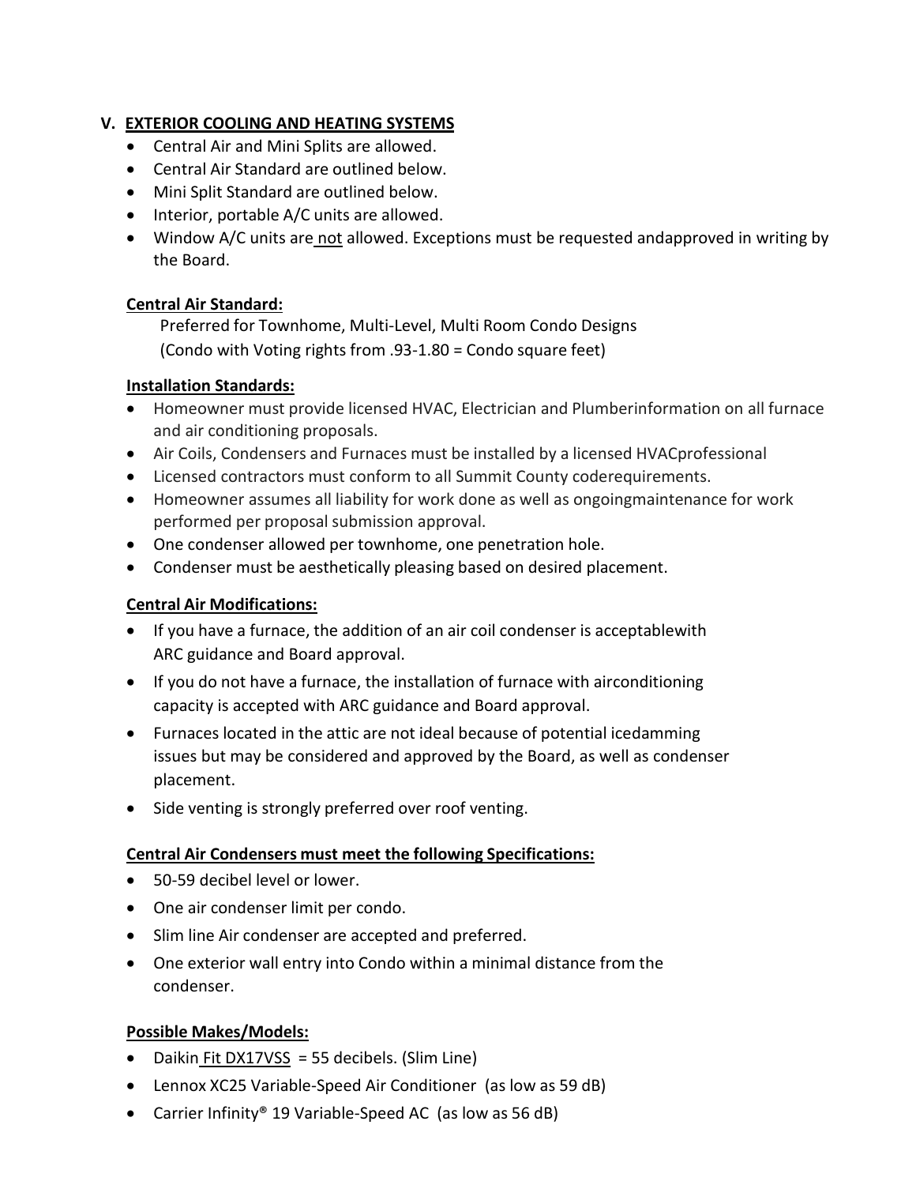## V. EXTERIOR COOLING AND HEATING SYSTEMS

- Central Air and Mini Splits are allowed.
- Central Air Standard are outlined below.
- Mini Split Standard are outlined below.
- Interior, portable A/C units are allowed.
- Window A/C units are not allowed. Exceptions must be requested andapproved in writing by the Board.

**Central Air Standard:**

Preferred for Townhome, Multi-Level, Multi Room Condo Designs
(Condo with Voting rights from .93-1.80 = Condo square feet)

**Installation Standards:**

- Homeowner must provide licensed HVAC, Electrician and Plumberinformation on all furnace and air conditioning proposals.
- Air Coils, Condensers and Furnaces must be installed by a licensed HVACprofessional
- Licensed contractors must conform to all Summit County coderequirements.
- Homeowner assumes all liability for work done as well as ongoingmaintenance for work performed per proposal submission approval.
- One condenser allowed per townhome, one penetration hole.
- Condenser must be aesthetically pleasing based on desired placement.

**Central Air Modifications:**

- If you have a furnace, the addition of an air coil condenser is acceptablewith ARC guidance and Board approval.
- If you do not have a furnace, the installation of furnace with airconditioning capacity is accepted with ARC guidance and Board approval.
- Furnaces located in the attic are not ideal because of potential icedamming issues but may be considered and approved by the Board, as well as condenser placement.
- Side venting is strongly preferred over roof venting.

**Central Air Condensers must meet the following Specifications:**

- 50-59 decibel level or lower.
- One air condenser limit per condo.
- Slim line Air condenser are accepted and preferred.
- One exterior wall entry into Condo within a minimal distance from the condenser.

**Possible Makes/Models:**

- Daikin Fit DX17VSS = 55 decibels. (Slim Line)
- Lennox XC25 Variable-Speed Air Conditioner (as low as 59 dB)
- Carrier Infinity® 19 Variable-Speed AC (as low as 56 dB)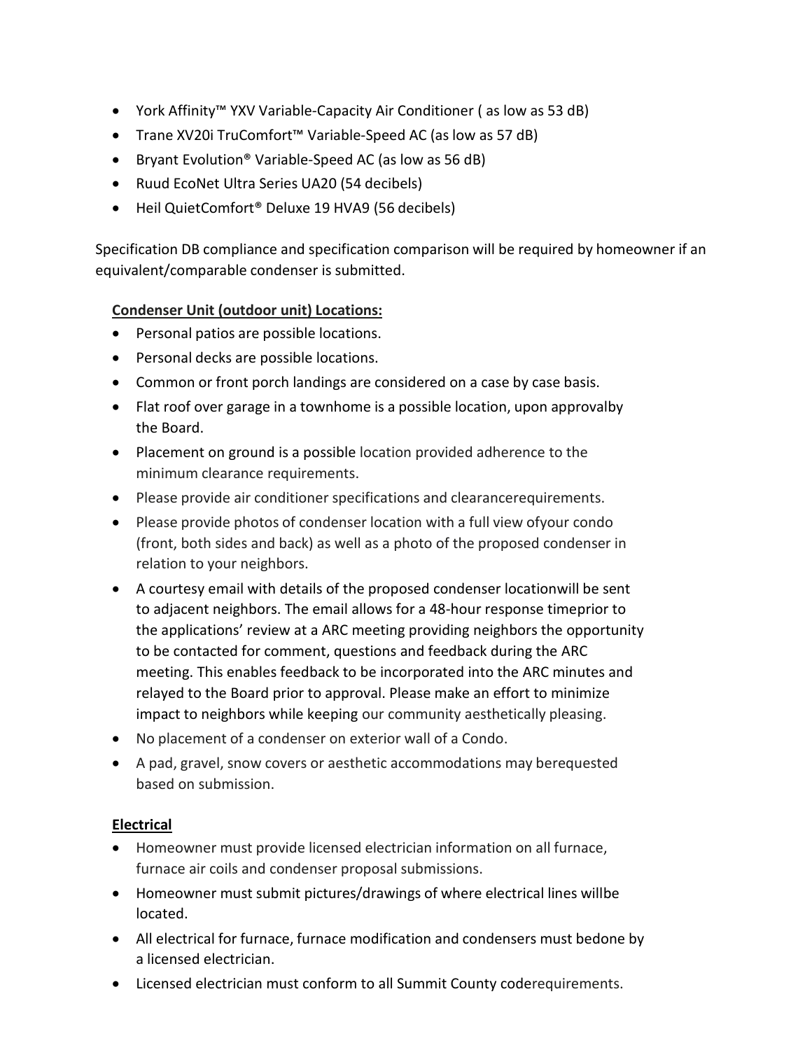- York Affinity™ YXV Variable-Capacity Air Conditioner ( as low as 53 dB)
- Trane XV20i TruComfort™ Variable-Speed AC (as low as 57 dB)
- Bryant Evolution® Variable-Speed AC (as low as 56 dB)
- Ruud EcoNet Ultra Series UA20 (54 decibels)
- Heil QuietComfort® Deluxe 19 HVA9 (56 decibels)

Specification DB compliance and specification comparison will be required by homeowner if an equivalent/comparable condenser is submitted.

**Condenser Unit (outdoor unit) Locations:**

- Personal patios are possible locations.
- Personal decks are possible locations.
- Common or front porch landings are considered on a case by case basis.
- Flat roof over garage in a townhome is a possible location, upon approvalby the Board.
- Placement on ground is a possible location provided adherence to the minimum clearance requirements.
- Please provide air conditioner specifications and clearancerequirements.
- Please provide photos of condenser location with a full view ofyour condo (front, both sides and back) as well as a photo of the proposed condenser in relation to your neighbors.
- A courtesy email with details of the proposed condenser locationwill be sent to adjacent neighbors. The email allows for a 48-hour response timeprior to the applications' review at a ARC meeting providing neighbors the opportunity to be contacted for comment, questions and feedback during the ARC meeting. This enables feedback to be incorporated into the ARC minutes and relayed to the Board prior to approval. Please make an effort to minimize impact to neighbors while keeping our community aesthetically pleasing.
- No placement of a condenser on exterior wall of a Condo.
- A pad, gravel, snow covers or aesthetic accommodations may berequested based on submission.

**Electrical**

- Homeowner must provide licensed electrician information on all furnace, furnace air coils and condenser proposal submissions.
- Homeowner must submit pictures/drawings of where electrical lines willbe located.
- All electrical for furnace, furnace modification and condensers must bedone by a licensed electrician.
- Licensed electrician must conform to all Summit County coderequirements.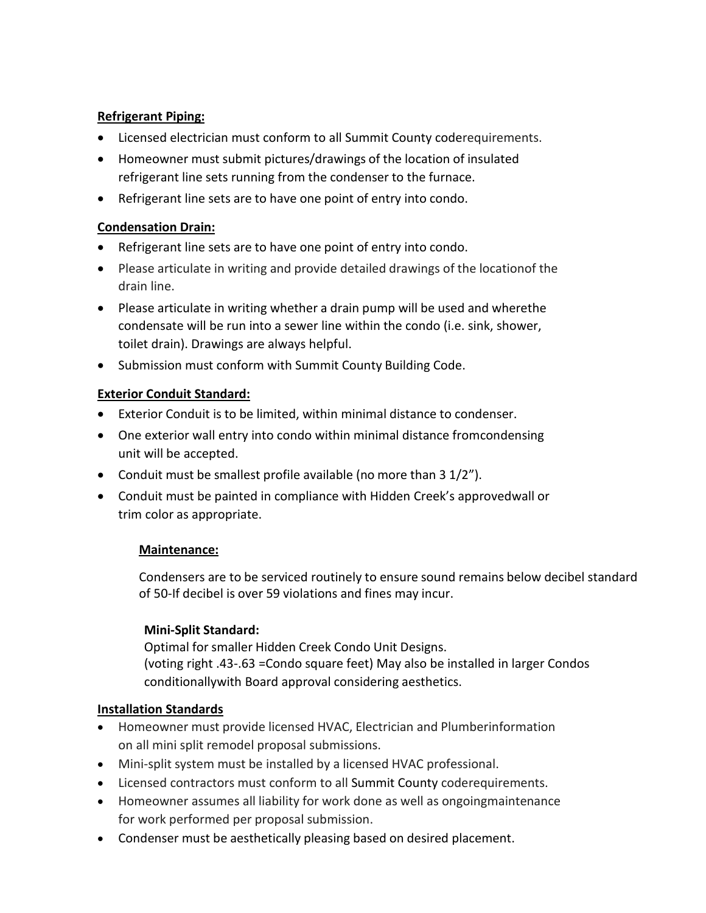**Refrigerant Piping:**

- Licensed electrician must conform to all Summit County coderequirements.
- Homeowner must submit pictures/drawings of the location of insulated refrigerant line sets running from the condenser to the furnace.
- Refrigerant line sets are to have one point of entry into condo.

**Condensation Drain:**

- Refrigerant line sets are to have one point of entry into condo.
- Please articulate in writing and provide detailed drawings of the locationof the drain line.
- Please articulate in writing whether a drain pump will be used and wherethe condensate will be run into a sewer line within the condo (i.e. sink, shower, toilet drain). Drawings are always helpful.
- Submission must conform with Summit County Building Code.

**Exterior Conduit Standard:**

- Exterior Conduit is to be limited, within minimal distance to condenser.
- One exterior wall entry into condo within minimal distance fromcondensing unit will be accepted.
- Conduit must be smallest profile available (no more than 3 1/2”).
- Conduit must be painted in compliance with Hidden Creek’s approvedwall or trim color as appropriate.

**Maintenance:**

Condensers are to be serviced routinely to ensure sound remains below decibel standard of 50-If decibel is over 59 violations and fines may incur.

**Mini-Split Standard:**

Optimal for smaller Hidden Creek Condo Unit Designs.
(voting right .43-.63 =Condo square feet) May also be installed in larger Condos conditionallywith Board approval considering aesthetics.

**Installation Standards**

- Homeowner must provide licensed HVAC, Electrician and Plumberinformation on all mini split remodel proposal submissions.
- Mini-split system must be installed by a licensed HVAC professional.
- Licensed contractors must conform to all Summit County coderequirements.
- Homeowner assumes all liability for work done as well as ongoingmaintenance for work performed per proposal submission.
- Condenser must be aesthetically pleasing based on desired placement.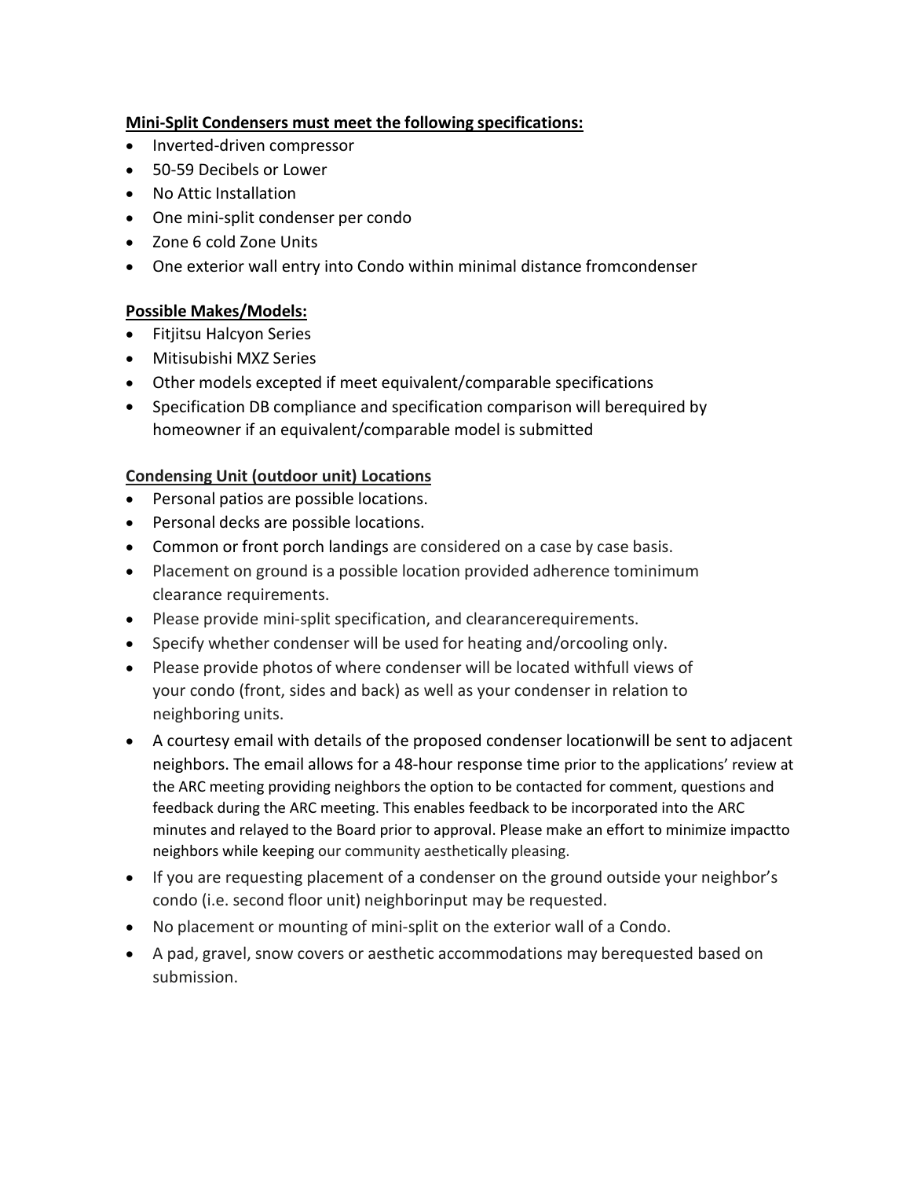**Mini-Split Condensers must meet the following specifications:**

- Inverted-driven compressor
- 50-59 Decibels or Lower
- No Attic Installation
- One mini-split condenser per condo
- Zone 6 cold Zone Units
- One exterior wall entry into Condo within minimal distance fromcondenser

**Possible Makes/Models:**

- Fitjitsu Halcyon Series
- Mitisubishi MXZ Series
- Other models excepted if meet equivalent/comparable specifications
- Specification DB compliance and specification comparison will berequired by homeowner if an equivalent/comparable model is submitted

**Condensing Unit (outdoor unit) Locations**

- Personal patios are possible locations.
- Personal decks are possible locations.
- Common or front porch landings are considered on a case by case basis.
- Placement on ground is a possible location provided adherence tominimum clearance requirements.
- Please provide mini-split specification, and clearancerequirements.
- Specify whether condenser will be used for heating and/orcooling only.
- Please provide photos of where condenser will be located withfull views of your condo (front, sides and back) as well as your condenser in relation to neighboring units.
- A courtesy email with details of the proposed condenser locationwill be sent to adjacent neighbors. The email allows for a 48-hour response time prior to the applications' review at the ARC meeting providing neighbors the option to be contacted for comment, questions and feedback during the ARC meeting. This enables feedback to be incorporated into the ARC minutes and relayed to the Board prior to approval. Please make an effort to minimize impactto neighbors while keeping our community aesthetically pleasing.
- If you are requesting placement of a condenser on the ground outside your neighbor's condo (i.e. second floor unit) neighborinput may be requested.
- No placement or mounting of mini-split on the exterior wall of a Condo.
- A pad, gravel, snow covers or aesthetic accommodations may berequested based on submission.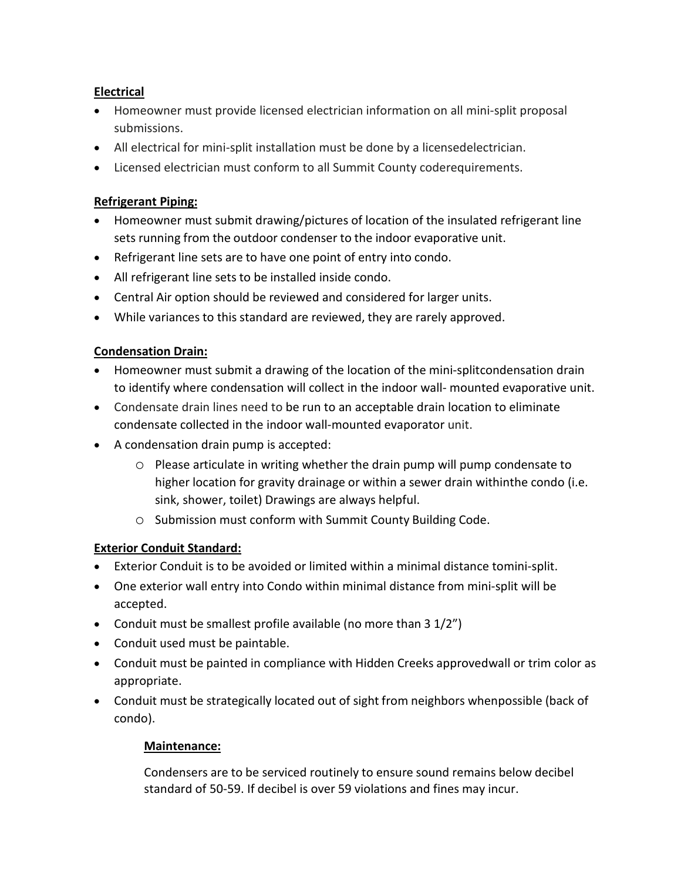**Electrical**

- Homeowner must provide licensed electrician information on all mini-split proposal submissions.
- All electrical for mini-split installation must be done by a licensedelectrician.
- Licensed electrician must conform to all Summit County coderequirements.

**Refrigerant Piping:**

- Homeowner must submit drawing/pictures of location of the insulated refrigerant line sets running from the outdoor condenser to the indoor evaporative unit.
- Refrigerant line sets are to have one point of entry into condo.
- All refrigerant line sets to be installed inside condo.
- Central Air option should be reviewed and considered for larger units.
- While variances to this standard are reviewed, they are rarely approved.

**Condensation Drain:**

- Homeowner must submit a drawing of the location of the mini-splitcondensation drain to identify where condensation will collect in the indoor wall- mounted evaporative unit.
- Condensate drain lines need to be run to an acceptable drain location to eliminate condensate collected in the indoor wall-mounted evaporator unit.
- A condensation drain pump is accepted:
    - Please articulate in writing whether the drain pump will pump condensate to higher location for gravity drainage or within a sewer drain withinthe condo (i.e. sink, shower, toilet) Drawings are always helpful.
    - Submission must conform with Summit County Building Code.

**Exterior Conduit Standard:**

- Exterior Conduit is to be avoided or limited within a minimal distance tomini-split.
- One exterior wall entry into Condo within minimal distance from mini-split will be accepted.
- Conduit must be smallest profile available (no more than 3 1/2")
- Conduit used must be paintable.
- Conduit must be painted in compliance with Hidden Creeks approvedwall or trim color as appropriate.
- Conduit must be strategically located out of sight from neighbors whenpossible (back of condo).

**Maintenance:**

Condensers are to be serviced routinely to ensure sound remains below decibel standard of 50-59. If decibel is over 59 violations and fines may incur.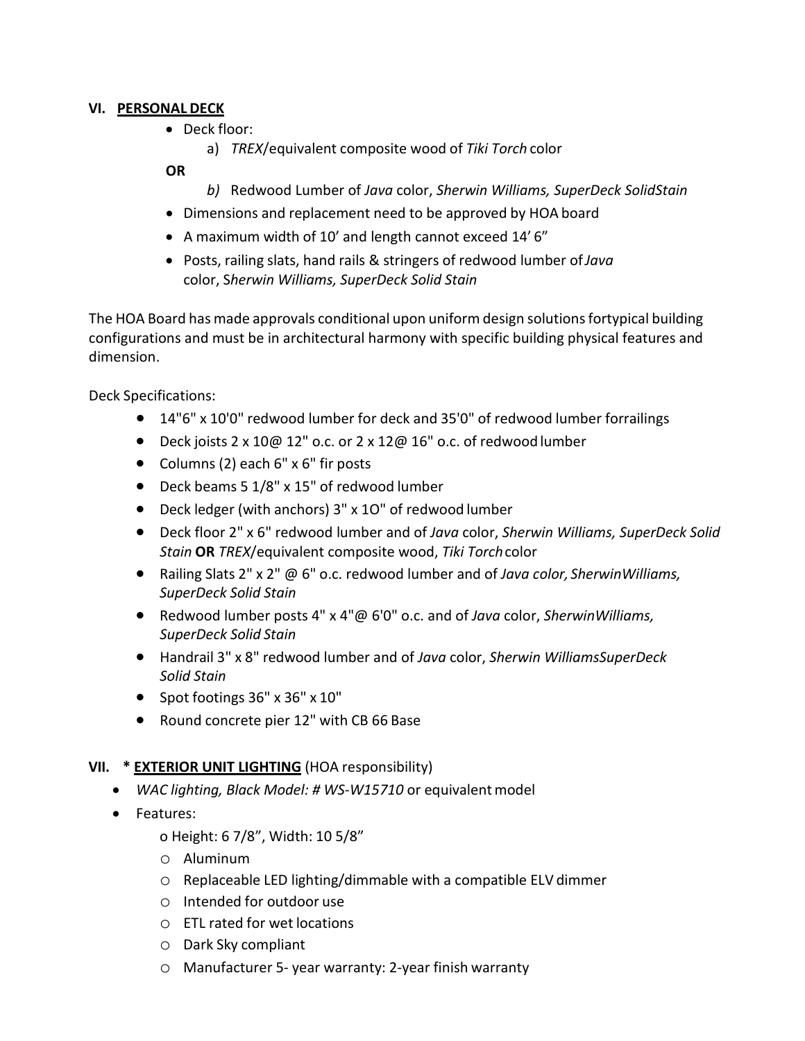## VI. <u>PERSONAL DECK</u>

- Deck floor:
    a) *TREX*/equivalent composite wood of *Tiki Torch* color

**OR**

    *b)* Redwood Lumber of *Java* color, *Sherwin Williams, SuperDeck SolidStain*

- Dimensions and replacement need to be approved by HOA board
- A maximum width of 10' and length cannot exceed 14' 6"
- Posts, railing slats, hand rails & stringers of redwood lumber of *Java* color, S*herwin Williams, SuperDeck Solid Stain*

The HOA Board has made approvals conditional upon uniform design solutions fortypical building configurations and must be in architectural harmony with specific building physical features and dimension.

Deck Specifications:

- 14"6" x 10'0" redwood lumber for deck and 35'0" of redwood lumber forrailings
- Deck joists 2 x 10@ 12" o.c. or 2 x 12@ 16" o.c. of redwood lumber
- Columns (2) each 6" x 6" fir posts
- Deck beams 5 1/8" x 15" of redwood lumber
- Deck ledger (with anchors) 3" x 1O" of redwood lumber
- Deck floor 2" x 6" redwood lumber and of *Java* color, *Sherwin Williams, SuperDeck Solid Stain* **OR** *TREX*/equivalent composite wood, *Tiki Torch* color
- Railing Slats 2" x 2" @ 6" o.c. redwood lumber and of *Java color, SherwinWilliams, SuperDeck Solid Stain*
- Redwood lumber posts 4" x 4"@ 6'0" o.c. and of *Java* color, *SherwinWilliams, SuperDeck Solid Stain*
- Handrail 3" x 8" redwood lumber and of *Java* color, *Sherwin WilliamsSuperDeck Solid Stain*
- Spot footings 36" x 36" x 10"
- Round concrete pier 12" with CB 66 Base

## VII. * <u>EXTERIOR UNIT LIGHTING</u> (HOA responsibility)

- *WAC lighting, Black Model: # WS-W15710* or equivalent model
- Features:
    - Height: 6 7/8", Width: 10 5/8"
    - Aluminum
    - Replaceable LED lighting/dimmable with a compatible ELV dimmer
    - Intended for outdoor use
    - ETL rated for wet locations
    - Dark Sky compliant
    - Manufacturer 5- year warranty: 2-year finish warranty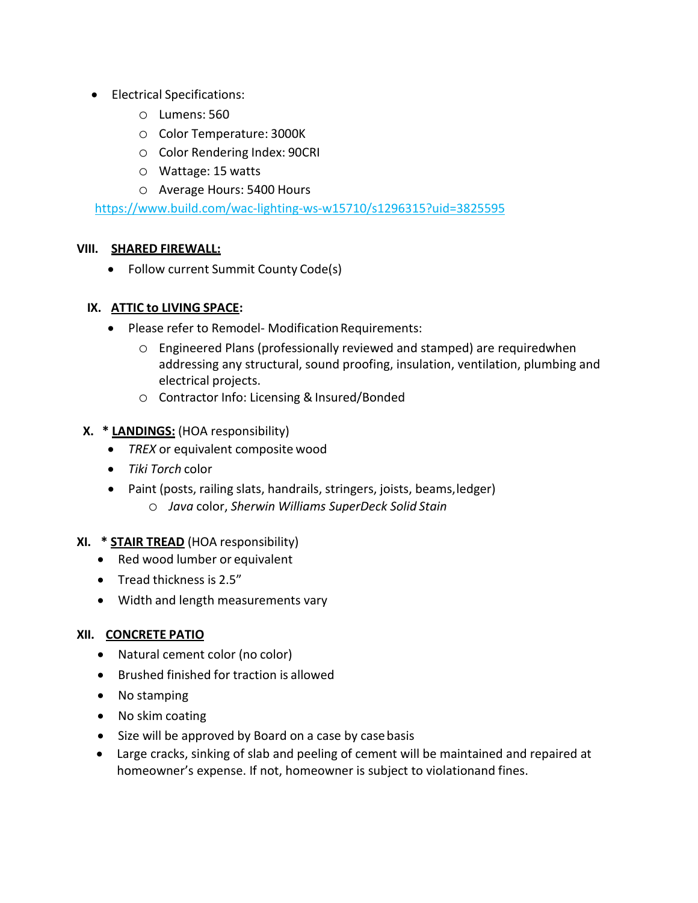- Electrical Specifications:
    - Lumens: 560
    - Color Temperature: 3000K
    - Color Rendering Index: 90CRI
    - Wattage: 15 watts
    - Average Hours: 5400 Hours

  https://www.build.com/wac-lighting-ws-w15710/s1296315?uid=3825595

## VIII. <u>SHARED FIREWALL:</u>

- Follow current Summit County Code(s)

## IX. <u>ATTIC to LIVING SPACE</u>:

- Please refer to Remodel- Modification Requirements:
    - Engineered Plans (professionally reviewed and stamped) are requiredwhen addressing any structural, sound proofing, insulation, ventilation, plumbing and electrical projects.
    - Contractor Info: Licensing & Insured/Bonded

## X. * <u>LANDINGS:</u> (HOA responsibility)

- *TREX* or equivalent composite wood
- *Tiki Torch* color
- Paint (posts, railing slats, handrails, stringers, joists, beams, ledger)
    - *Java* color, *Sherwin Williams SuperDeck Solid Stain*

## XI. * <u>STAIR TREAD</u> (HOA responsibility)

- Red wood lumber or equivalent
- Tread thickness is 2.5"
- Width and length measurements vary

## XII. <u>CONCRETE PATIO</u>

- Natural cement color (no color)
- Brushed finished for traction is allowed
- No stamping
- No skim coating
- Size will be approved by Board on a case by case basis
- Large cracks, sinking of slab and peeling of cement will be maintained and repaired at homeowner's expense. If not, homeowner is subject to violationand fines.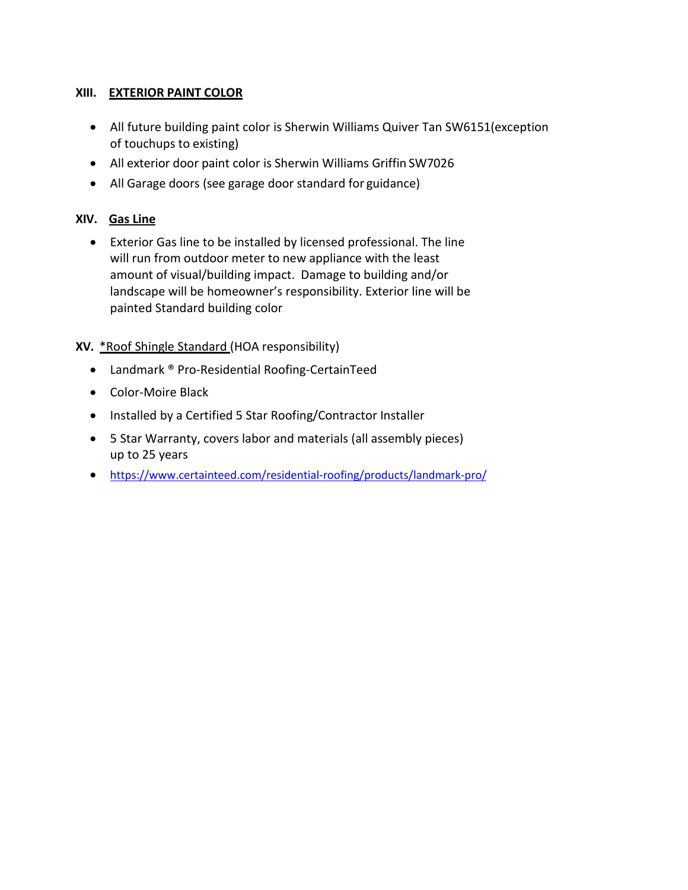## XIII. EXTERIOR PAINT COLOR

- All future building paint color is Sherwin Williams Quiver Tan SW6151(exception of touchups to existing)
- All exterior door paint color is Sherwin Williams Griffin SW7026
- All Garage doors (see garage door standard for guidance)

## XIV. Gas Line

- Exterior Gas line to be installed by licensed professional. The line will run from outdoor meter to new appliance with the least amount of visual/building impact. Damage to building and/or landscape will be homeowner's responsibility. Exterior line will be painted Standard building color

## XV. *Roof Shingle Standard (HOA responsibility)

- Landmark ® Pro-Residential Roofing-CertainTeed
- Color-Moire Black
- Installed by a Certified 5 Star Roofing/Contractor Installer
- 5 Star Warranty, covers labor and materials (all assembly pieces) up to 25 years
- https://www.certainteed.com/residential-roofing/products/landmark-pro/